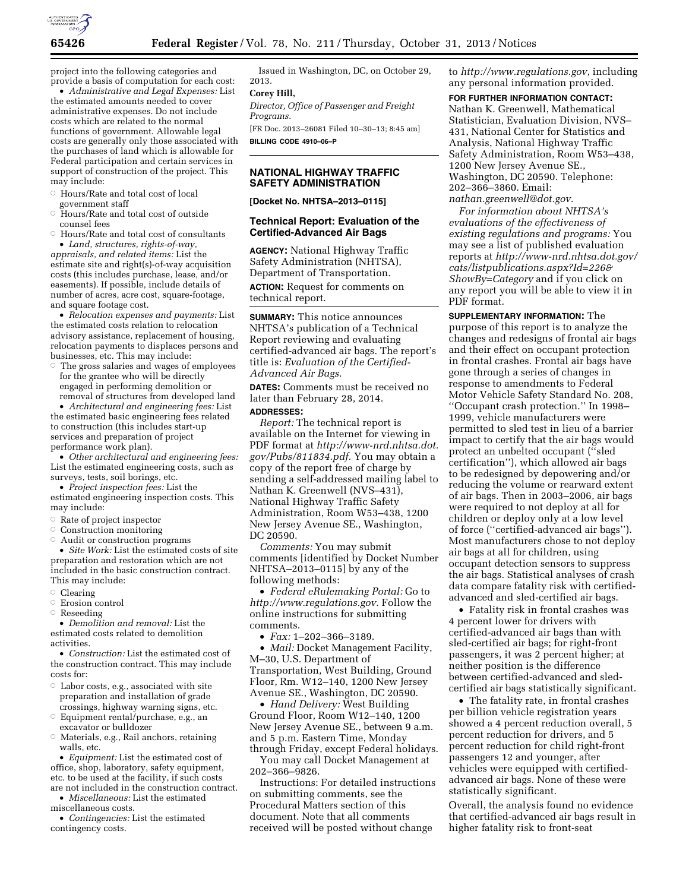project into the following categories and provide a basis of computation for each cost:

- *Administrative and Legal Expenses:* List the estimated amounts needed to cover administrative expenses. Do not include costs which are related to the normal functions of government. Allowable legal costs are generally only those associated with the purchases of land which is allowable for Federal participation and certain services in support of construction of the project. This may include:
  - Hours/Rate and total cost of local government staff
  - Hours/Rate and total cost of outside counsel fees
  - Hours/Rate and total cost of consultants
- *Land, structures, rights-of-way, appraisals, and related items:* List the estimate site and right(s)-of-way acquisition costs (this includes purchase, lease, and/or easements). If possible, include details of number of acres, acre cost, square-footage, and square footage cost.
- *Relocation expenses and payments:* List the estimated costs relation to relocation advisory assistance, replacement of housing, relocation payments to displaces persons and businesses, etc. This may include:
  - The gross salaries and wages of employees for the grantee who will be directly engaged in performing demolition or removal of structures from developed land
- *Architectural and engineering fees:* List the estimated basic engineering fees related to construction (this includes start-up services and preparation of project performance work plan).
- *Other architectural and engineering fees:* List the estimated engineering costs, such as surveys, tests, soil borings, etc.
- *Project inspection fees:* List the estimated engineering inspection costs. This may include:
  - Rate of project inspector
  - Construction monitoring
  - Audit or construction programs
- *Site Work:* List the estimated costs of site preparation and restoration which are not included in the basic construction contract. This may include:
  - Clearing
  - Erosion control
  - Reseeding
- *Demolition and removal:* List the estimated costs related to demolition activities.
- *Construction:* List the estimated cost of the construction contract. This may include costs for:
  - Labor costs, e.g., associated with site preparation and installation of grade crossings, highway warning signs, etc.
  - Equipment rental/purchase, e.g., an excavator or bulldozer
  - Materials, e.g., Rail anchors, retaining walls, etc.
- *Equipment:* List the estimated cost of office, shop, laboratory, safety equipment, etc. to be used at the facility, if such costs are not included in the construction contract.
- *Miscellaneous:* List the estimated miscellaneous costs.
- *Contingencies:* List the estimated contingency costs.

Issued in Washington, DC, on October 29, 2013.

**Corey Hill,**

*Director, Office of Passenger and Freight Programs.*

[FR Doc. 2013–26081 Filed 10–30–13; 8:45 am]

**BILLING CODE 4910–06–P**

---

## NATIONAL HIGHWAY TRAFFIC SAFETY ADMINISTRATION

**[Docket No. NHTSA–2013–0115]**

### Technical Report: Evaluation of the Certified-Advanced Air Bags

**AGENCY:** National Highway Traffic Safety Administration (NHTSA), Department of Transportation.

**ACTION:** Request for comments on technical report.

**SUMMARY:** This notice announces NHTSA's publication of a Technical Report reviewing and evaluating certified-advanced air bags. The report's title is: *Evaluation of the Certified-Advanced Air Bags.*

**DATES:** Comments must be received no later than February 28, 2014.

**ADDRESSES:**

*Report:* The technical report is available on the Internet for viewing in PDF format at *http://www-nrd.nhtsa.dot.gov/Pubs/811834.pdf.* You may obtain a copy of the report free of charge by sending a self-addressed mailing label to Nathan K. Greenwell (NVS–431), National Highway Traffic Safety Administration, Room W53–438, 1200 New Jersey Avenue SE., Washington, DC 20590.

*Comments:* You may submit comments [identified by Docket Number NHTSA–2013–0115] by any of the following methods:

- *Federal eRulemaking Portal:* Go to *http://www.regulations.gov.* Follow the online instructions for submitting comments.
- *Fax:* 1–202–366–3189.
- *Mail:* Docket Management Facility, M–30, U.S. Department of Transportation, West Building, Ground Floor, Rm. W12–140, 1200 New Jersey Avenue SE., Washington, DC 20590.
- *Hand Delivery:* West Building Ground Floor, Room W12–140, 1200 New Jersey Avenue SE., between 9 a.m. and 5 p.m. Eastern Time, Monday through Friday, except Federal holidays.

You may call Docket Management at 202–366–9826.

Instructions: For detailed instructions on submitting comments, see the Procedural Matters section of this document. Note that all comments received will be posted without change to *http://www.regulations.gov*, including any personal information provided.

**FOR FURTHER INFORMATION CONTACT:** Nathan K. Greenwell, Mathematical Statistician, Evaluation Division, NVS–431, National Center for Statistics and Analysis, National Highway Traffic Safety Administration, Room W53–438, 1200 New Jersey Avenue SE., Washington, DC 20590. Telephone: 202–366–3860. Email: *nathan.greenwell@dot.gov.*

*For information about NHTSA's evaluations of the effectiveness of existing regulations and programs:* You may see a list of published evaluation reports at *http://www-nrd.nhtsa.dot.gov/cats/listpublications.aspx?Id=226&ShowBy=Category* and if you click on any report you will be able to view it in PDF format.

**SUPPLEMENTARY INFORMATION:** The purpose of this report is to analyze the changes and redesigns of frontal air bags and their effect on occupant protection in frontal crashes. Frontal air bags have gone through a series of changes in response to amendments to Federal Motor Vehicle Safety Standard No. 208, ''Occupant crash protection.'' In 1998–1999, vehicle manufacturers were permitted to sled test in lieu of a barrier impact to certify that the air bags would protect an unbelted occupant (''sled certification''), which allowed air bags to be redesigned by depowering and/or reducing the volume or rearward extent of air bags. Then in 2003–2006, air bags were required to not deploy at all for children or deploy only at a low level of force (''certified-advanced air bags''). Most manufacturers chose to not deploy air bags at all for children, using occupant detection sensors to suppress the air bags. Statistical analyses of crash data compare fatality risk with certified-advanced and sled-certified air bags.

- Fatality risk in frontal crashes was 4 percent lower for drivers with certified-advanced air bags than with sled-certified air bags; for right-front passengers, it was 2 percent higher; at neither position is the difference between certified-advanced and sled-certified air bags statistically significant.
- The fatality rate, in frontal crashes per billion vehicle registration years showed a 4 percent reduction overall, 5 percent reduction for drivers, and 5 percent reduction for child right-front passengers 12 and younger, after vehicles were equipped with certified-advanced air bags. None of these were statistically significant.

Overall, the analysis found no evidence that certified-advanced air bags result in higher fatality risk to front-seat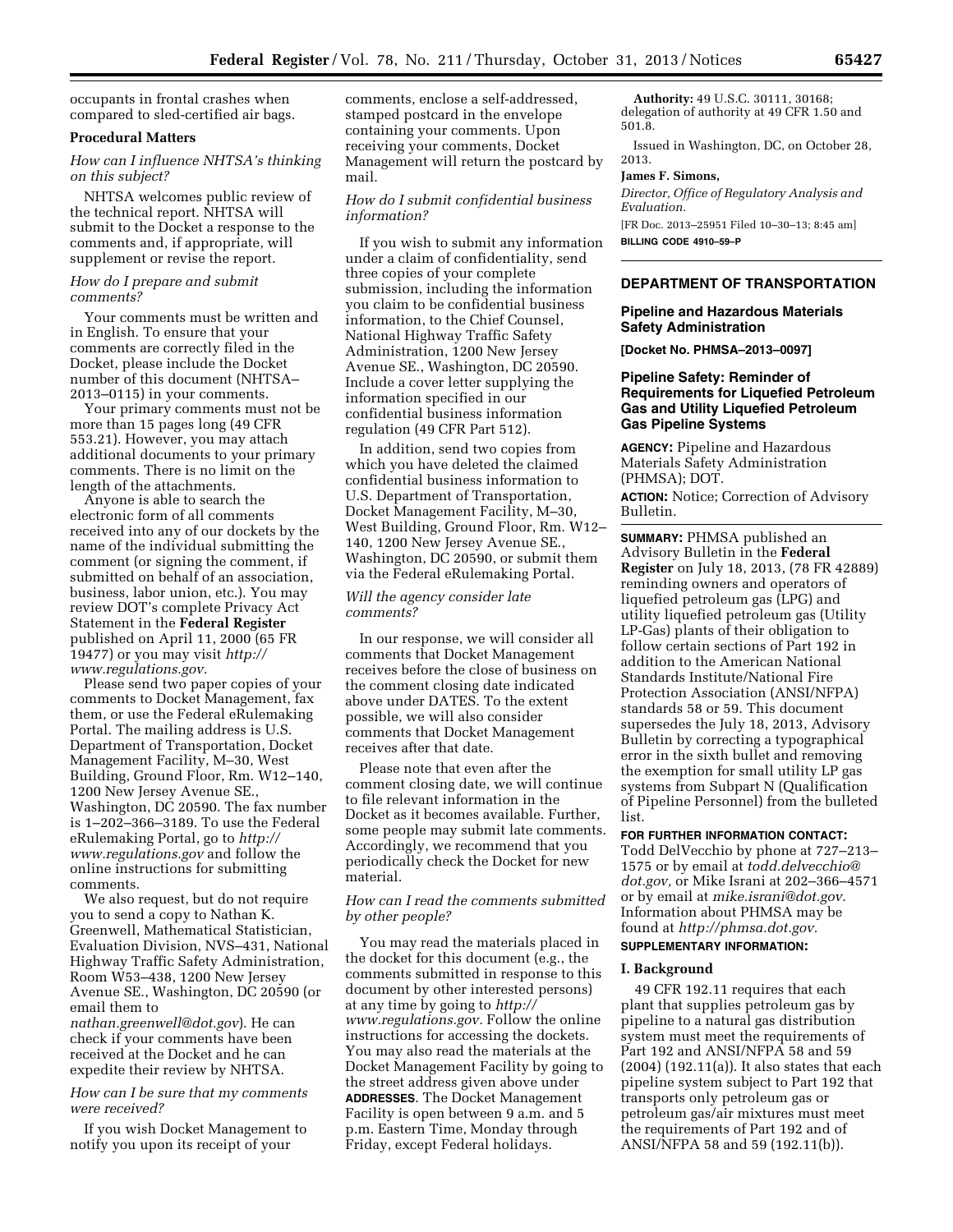occupants in frontal crashes when compared to sled-certified air bags.

**Procedural Matters**

*How can I influence NHTSA's thinking on this subject?*

NHTSA welcomes public review of the technical report. NHTSA will submit to the Docket a response to the comments and, if appropriate, will supplement or revise the report.

*How do I prepare and submit comments?*

Your comments must be written and in English. To ensure that your comments are correctly filed in the Docket, please include the Docket number of this document (NHTSA–2013–0115) in your comments.

Your primary comments must not be more than 15 pages long (49 CFR 553.21). However, you may attach additional documents to your primary comments. There is no limit on the length of the attachments.

Anyone is able to search the electronic form of all comments received into any of our dockets by the name of the individual submitting the comment (or signing the comment, if submitted on behalf of an association, business, labor union, etc.). You may review DOT's complete Privacy Act Statement in the **Federal Register** published on April 11, 2000 (65 FR 19477) or you may visit *http://www.regulations.gov.*

Please send two paper copies of your comments to Docket Management, fax them, or use the Federal eRulemaking Portal. The mailing address is U.S. Department of Transportation, Docket Management Facility, M–30, West Building, Ground Floor, Rm. W12–140, 1200 New Jersey Avenue SE., Washington, DC 20590. The fax number is 1–202–366–3189. To use the Federal eRulemaking Portal, go to *http://www.regulations.gov* and follow the online instructions for submitting comments.

We also request, but do not require you to send a copy to Nathan K. Greenwell, Mathematical Statistician, Evaluation Division, NVS–431, National Highway Traffic Safety Administration, Room W53–438, 1200 New Jersey Avenue SE., Washington, DC 20590 (or email them to *nathan.greenwell@dot.gov*). He can check if your comments have been received at the Docket and he can expedite their review by NHTSA.

*How can I be sure that my comments were received?*

If you wish Docket Management to notify you upon its receipt of your comments, enclose a self-addressed, stamped postcard in the envelope containing your comments. Upon receiving your comments, Docket Management will return the postcard by mail.

*How do I submit confidential business information?*

If you wish to submit any information under a claim of confidentiality, send three copies of your complete submission, including the information you claim to be confidential business information, to the Chief Counsel, National Highway Traffic Safety Administration, 1200 New Jersey Avenue SE., Washington, DC 20590. Include a cover letter supplying the information specified in our confidential business information regulation (49 CFR Part 512).

In addition, send two copies from which you have deleted the claimed confidential business information to U.S. Department of Transportation, Docket Management Facility, M–30, West Building, Ground Floor, Rm. W12–140, 1200 New Jersey Avenue SE., Washington, DC 20590, or submit them via the Federal eRulemaking Portal.

*Will the agency consider late comments?*

In our response, we will consider all comments that Docket Management receives before the close of business on the comment closing date indicated above under DATES. To the extent possible, we will also consider comments that Docket Management receives after that date.

Please note that even after the comment closing date, we will continue to file relevant information in the Docket as it becomes available. Further, some people may submit late comments. Accordingly, we recommend that you periodically check the Docket for new material.

*How can I read the comments submitted by other people?*

You may read the materials placed in the docket for this document (e.g., the comments submitted in response to this document by other interested persons) at any time by going to *http://www.regulations.gov.* Follow the online instructions for accessing the dockets. You may also read the materials at the Docket Management Facility by going to the street address given above under **ADDRESSES**. The Docket Management Facility is open between 9 a.m. and 5 p.m. Eastern Time, Monday through Friday, except Federal holidays.

**Authority:** 49 U.S.C. 30111, 30168; delegation of authority at 49 CFR 1.50 and 501.8.

Issued in Washington, DC, on October 28, 2013.

**James F. Simons,**

*Director, Office of Regulatory Analysis and Evaluation.*

[FR Doc. 2013–25951 Filed 10–30–13; 8:45 am]

**BILLING CODE 4910–59–P**

## DEPARTMENT OF TRANSPORTATION

### Pipeline and Hazardous Materials Safety Administration

**[Docket No. PHMSA–2013–0097]**

### Pipeline Safety: Reminder of Requirements for Liquefied Petroleum Gas and Utility Liquefied Petroleum Gas Pipeline Systems

**AGENCY:** Pipeline and Hazardous Materials Safety Administration (PHMSA); DOT.

**ACTION:** Notice; Correction of Advisory Bulletin.

**SUMMARY:** PHMSA published an Advisory Bulletin in the **Federal Register** on July 18, 2013, (78 FR 42889) reminding owners and operators of liquefied petroleum gas (LPG) and utility liquefied petroleum gas (Utility LP-Gas) plants of their obligation to follow certain sections of Part 192 in addition to the American National Standards Institute/National Fire Protection Association (ANSI/NFPA) standards 58 or 59. This document supersedes the July 18, 2013, Advisory Bulletin by correcting a typographical error in the sixth bullet and removing the exemption for small utility LP gas systems from Subpart N (Qualification of Pipeline Personnel) from the bulleted list.

**FOR FURTHER INFORMATION CONTACT:** Todd DelVecchio by phone at 727–213–1575 or by email at *todd.delvecchio@dot.gov,* or Mike Israni at 202–366–4571 or by email at *mike.israni@dot.gov.* Information about PHMSA may be found at *http://phmsa.dot.gov.*

**SUPPLEMENTARY INFORMATION:**

**I. Background**

49 CFR 192.11 requires that each plant that supplies petroleum gas by pipeline to a natural gas distribution system must meet the requirements of Part 192 and ANSI/NFPA 58 and 59 (2004) (192.11(a)). It also states that each pipeline system subject to Part 192 that transports only petroleum gas or petroleum gas/air mixtures must meet the requirements of Part 192 and of ANSI/NFPA 58 and 59 (192.11(b)).